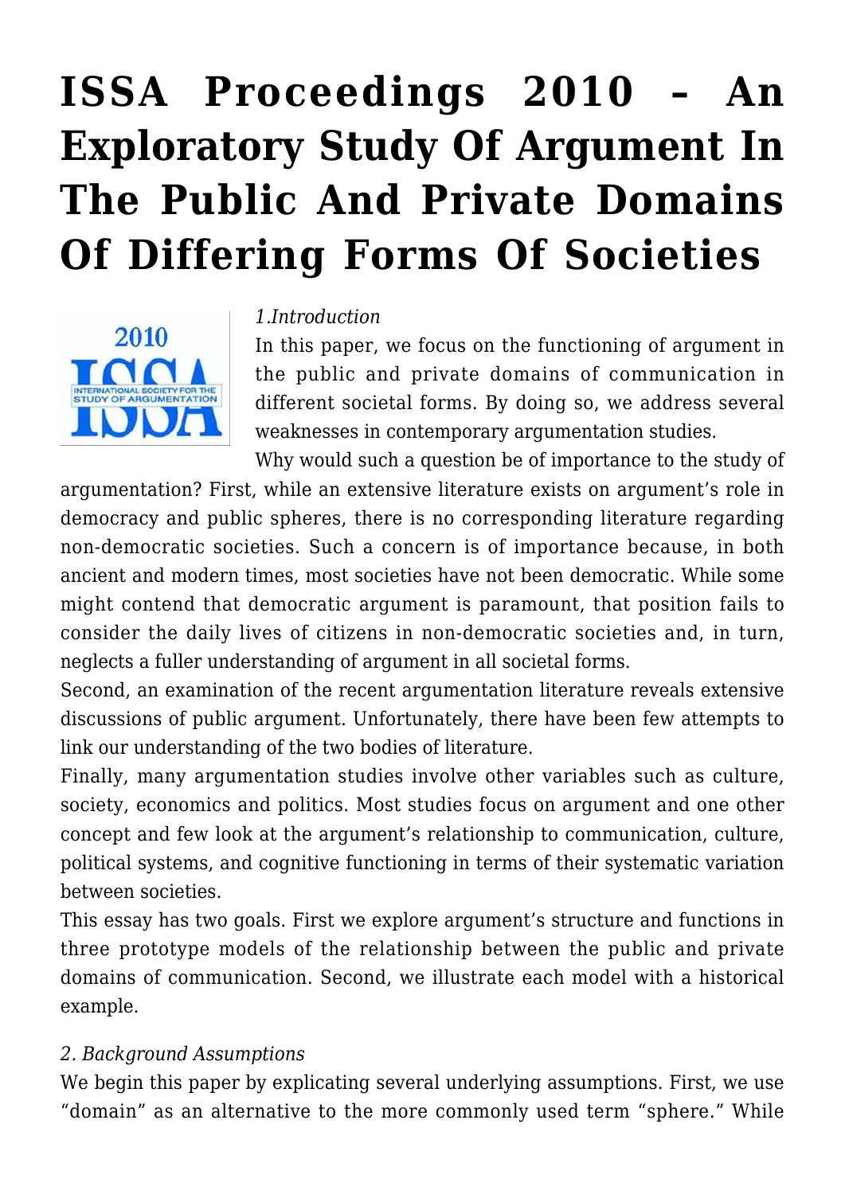# ISSA Proceedings 2010 – An Exploratory Study Of Argument In The Public And Private Domains Of Differing Forms Of Societies

*1.Introduction*

In this paper, we focus on the functioning of argument in the public and private domains of communication in different societal forms. By doing so, we address several weaknesses in contemporary argumentation studies.

Why would such a question be of importance to the study of argumentation? First, while an extensive literature exists on argument's role in democracy and public spheres, there is no corresponding literature regarding non-democratic societies. Such a concern is of importance because, in both ancient and modern times, most societies have not been democratic. While some might contend that democratic argument is paramount, that position fails to consider the daily lives of citizens in non-democratic societies and, in turn, neglects a fuller understanding of argument in all societal forms.

Second, an examination of the recent argumentation literature reveals extensive discussions of public argument. Unfortunately, there have been few attempts to link our understanding of the two bodies of literature.

Finally, many argumentation studies involve other variables such as culture, society, economics and politics. Most studies focus on argument and one other concept and few look at the argument's relationship to communication, culture, political systems, and cognitive functioning in terms of their systematic variation between societies.

This essay has two goals. First we explore argument's structure and functions in three prototype models of the relationship between the public and private domains of communication. Second, we illustrate each model with a historical example.

*2. Background Assumptions*

We begin this paper by explicating several underlying assumptions. First, we use "domain" as an alternative to the more commonly used term "sphere." While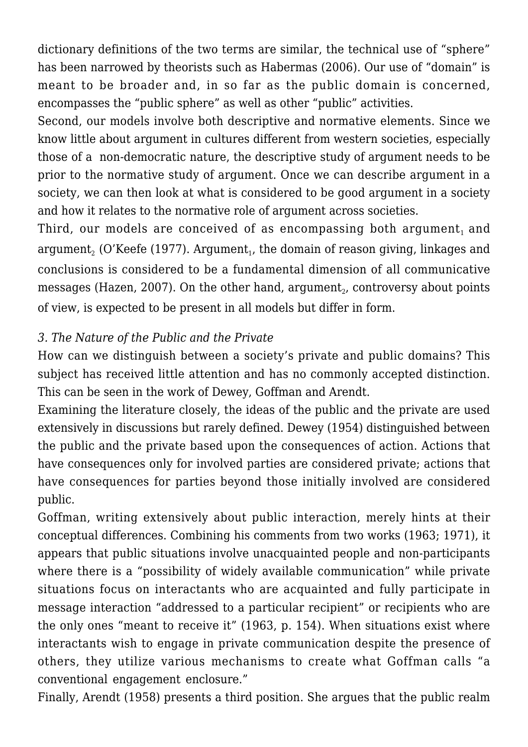dictionary definitions of the two terms are similar, the technical use of "sphere" has been narrowed by theorists such as Habermas (2006). Our use of "domain" is meant to be broader and, in so far as the public domain is concerned, encompasses the "public sphere" as well as other "public" activities.

Second, our models involve both descriptive and normative elements. Since we know little about argument in cultures different from western societies, especially those of a non-democratic nature, the descriptive study of argument needs to be prior to the normative study of argument. Once we can describe argument in a society, we can then look at what is considered to be good argument in a society and how it relates to the normative role of argument across societies.

Third, our models are conceived of as encompassing both argument$_1$ and argument$_2$ (O'Keefe (1977). Argument$_1$, the domain of reason giving, linkages and conclusions is considered to be a fundamental dimension of all communicative messages (Hazen, 2007). On the other hand, argument$_2$, controversy about points of view, is expected to be present in all models but differ in form.

*3. The Nature of the Public and the Private*

How can we distinguish between a society's private and public domains? This subject has received little attention and has no commonly accepted distinction. This can be seen in the work of Dewey, Goffman and Arendt.

Examining the literature closely, the ideas of the public and the private are used extensively in discussions but rarely defined. Dewey (1954) distinguished between the public and the private based upon the consequences of action. Actions that have consequences only for involved parties are considered private; actions that have consequences for parties beyond those initially involved are considered public.

Goffman, writing extensively about public interaction, merely hints at their conceptual differences. Combining his comments from two works (1963; 1971), it appears that public situations involve unacquainted people and non-participants where there is a "possibility of widely available communication" while private situations focus on interactants who are acquainted and fully participate in message interaction "addressed to a particular recipient" or recipients who are the only ones "meant to receive it" (1963, p. 154). When situations exist where interactants wish to engage in private communication despite the presence of others, they utilize various mechanisms to create what Goffman calls "a conventional engagement enclosure."

Finally, Arendt (1958) presents a third position. She argues that the public realm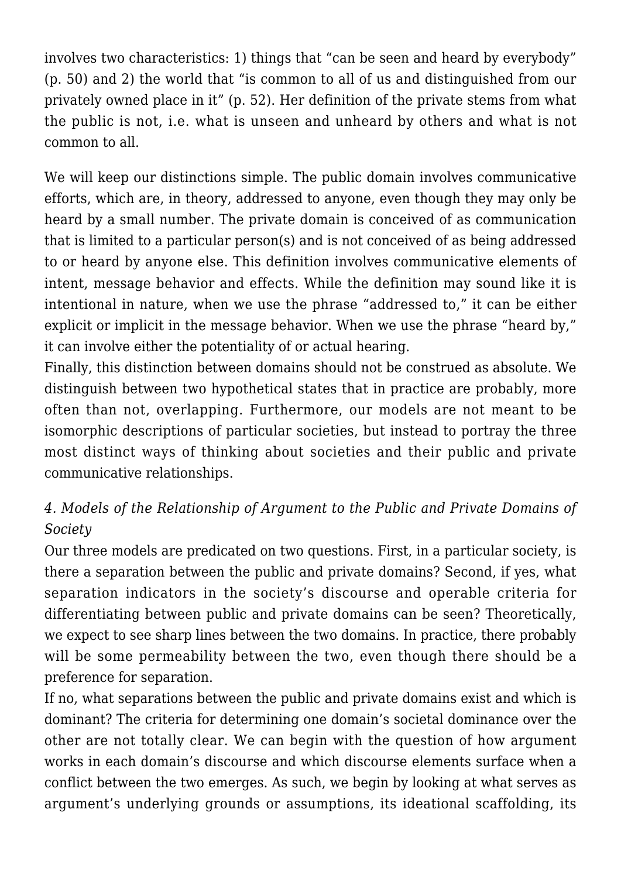involves two characteristics: 1) things that "can be seen and heard by everybody" (p. 50) and 2) the world that "is common to all of us and distinguished from our privately owned place in it" (p. 52). Her definition of the private stems from what the public is not, i.e. what is unseen and unheard by others and what is not common to all.

We will keep our distinctions simple. The public domain involves communicative efforts, which are, in theory, addressed to anyone, even though they may only be heard by a small number. The private domain is conceived of as communication that is limited to a particular person(s) and is not conceived of as being addressed to or heard by anyone else. This definition involves communicative elements of intent, message behavior and effects. While the definition may sound like it is intentional in nature, when we use the phrase "addressed to," it can be either explicit or implicit in the message behavior. When we use the phrase "heard by," it can involve either the potentiality of or actual hearing.

Finally, this distinction between domains should not be construed as absolute. We distinguish between two hypothetical states that in practice are probably, more often than not, overlapping. Furthermore, our models are not meant to be isomorphic descriptions of particular societies, but instead to portray the three most distinct ways of thinking about societies and their public and private communicative relationships.

*4. Models of the Relationship of Argument to the Public and Private Domains of Society*

Our three models are predicated on two questions. First, in a particular society, is there a separation between the public and private domains? Second, if yes, what separation indicators in the society's discourse and operable criteria for differentiating between public and private domains can be seen? Theoretically, we expect to see sharp lines between the two domains. In practice, there probably will be some permeability between the two, even though there should be a preference for separation.

If no, what separations between the public and private domains exist and which is dominant? The criteria for determining one domain's societal dominance over the other are not totally clear. We can begin with the question of how argument works in each domain's discourse and which discourse elements surface when a conflict between the two emerges. As such, we begin by looking at what serves as argument's underlying grounds or assumptions, its ideational scaffolding, its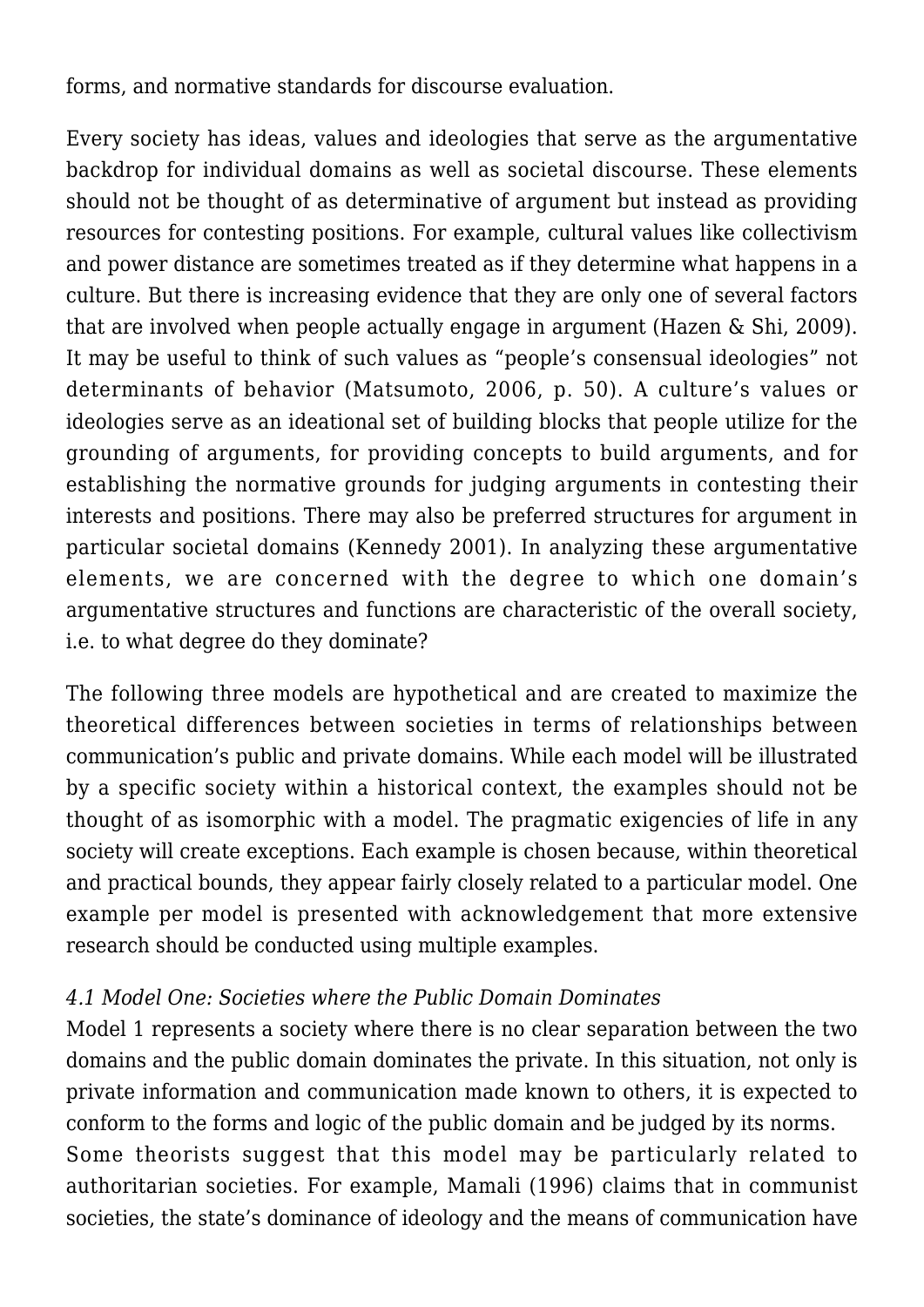forms, and normative standards for discourse evaluation.

Every society has ideas, values and ideologies that serve as the argumentative backdrop for individual domains as well as societal discourse. These elements should not be thought of as determinative of argument but instead as providing resources for contesting positions. For example, cultural values like collectivism and power distance are sometimes treated as if they determine what happens in a culture. But there is increasing evidence that they are only one of several factors that are involved when people actually engage in argument (Hazen & Shi, 2009). It may be useful to think of such values as "people's consensual ideologies" not determinants of behavior (Matsumoto, 2006, p. 50). A culture's values or ideologies serve as an ideational set of building blocks that people utilize for the grounding of arguments, for providing concepts to build arguments, and for establishing the normative grounds for judging arguments in contesting their interests and positions. There may also be preferred structures for argument in particular societal domains (Kennedy 2001). In analyzing these argumentative elements, we are concerned with the degree to which one domain's argumentative structures and functions are characteristic of the overall society, i.e. to what degree do they dominate?

The following three models are hypothetical and are created to maximize the theoretical differences between societies in terms of relationships between communication's public and private domains. While each model will be illustrated by a specific society within a historical context, the examples should not be thought of as isomorphic with a model. The pragmatic exigencies of life in any society will create exceptions. Each example is chosen because, within theoretical and practical bounds, they appear fairly closely related to a particular model. One example per model is presented with acknowledgement that more extensive research should be conducted using multiple examples.

*4.1 Model One: Societies where the Public Domain Dominates*

Model 1 represents a society where there is no clear separation between the two domains and the public domain dominates the private. In this situation, not only is private information and communication made known to others, it is expected to conform to the forms and logic of the public domain and be judged by its norms.

Some theorists suggest that this model may be particularly related to authoritarian societies. For example, Mamali (1996) claims that in communist societies, the state's dominance of ideology and the means of communication have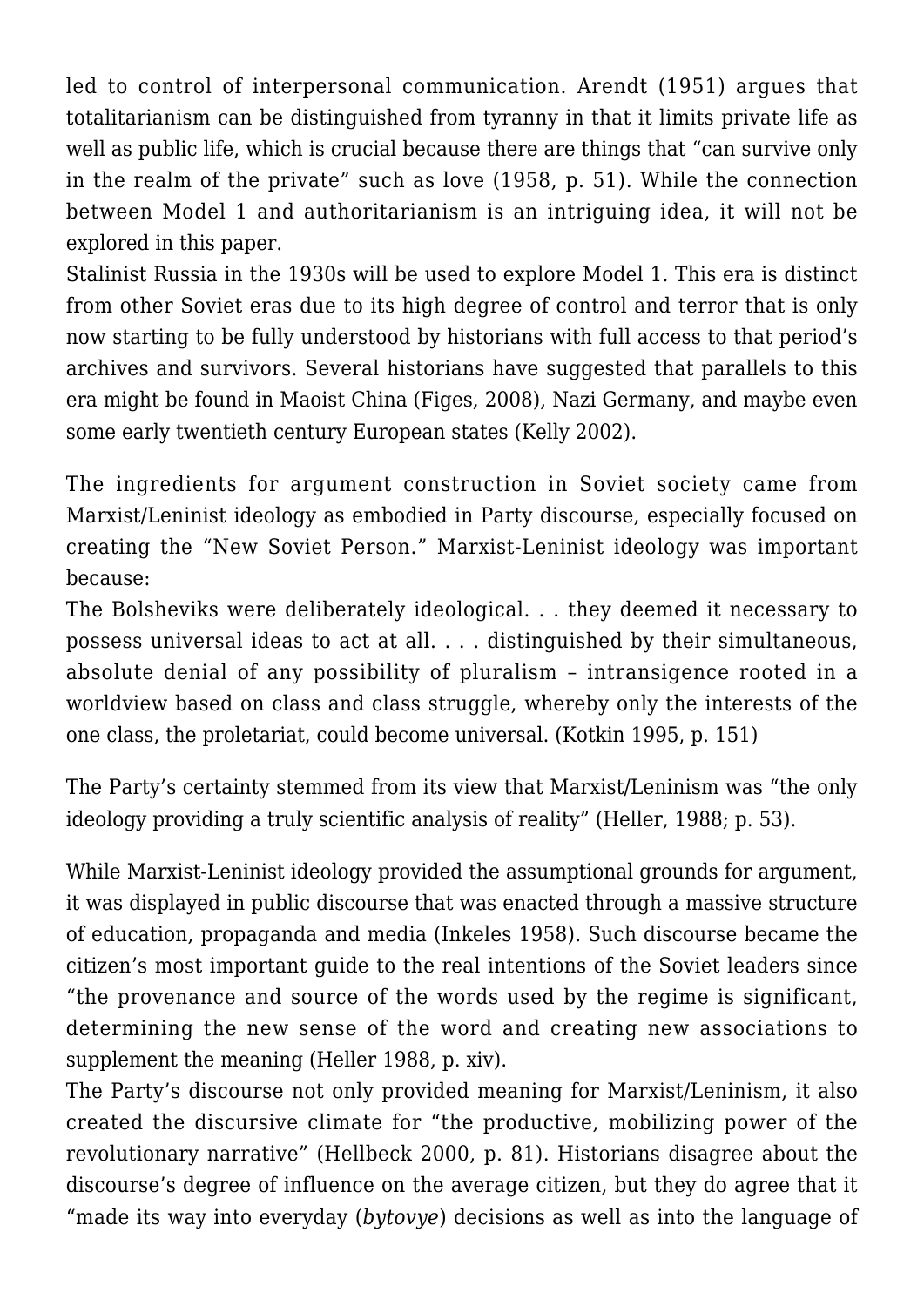led to control of interpersonal communication. Arendt (1951) argues that totalitarianism can be distinguished from tyranny in that it limits private life as well as public life, which is crucial because there are things that "can survive only in the realm of the private" such as love (1958, p. 51). While the connection between Model 1 and authoritarianism is an intriguing idea, it will not be explored in this paper.

Stalinist Russia in the 1930s will be used to explore Model 1. This era is distinct from other Soviet eras due to its high degree of control and terror that is only now starting to be fully understood by historians with full access to that period's archives and survivors. Several historians have suggested that parallels to this era might be found in Maoist China (Figes, 2008), Nazi Germany, and maybe even some early twentieth century European states (Kelly 2002).

The ingredients for argument construction in Soviet society came from Marxist/Leninist ideology as embodied in Party discourse, especially focused on creating the "New Soviet Person." Marxist-Leninist ideology was important because:

The Bolsheviks were deliberately ideological. . . they deemed it necessary to possess universal ideas to act at all. . . . distinguished by their simultaneous, absolute denial of any possibility of pluralism – intransigence rooted in a worldview based on class and class struggle, whereby only the interests of the one class, the proletariat, could become universal. (Kotkin 1995, p. 151)

The Party's certainty stemmed from its view that Marxist/Leninism was "the only ideology providing a truly scientific analysis of reality" (Heller, 1988; p. 53).

While Marxist-Leninist ideology provided the assumptional grounds for argument, it was displayed in public discourse that was enacted through a massive structure of education, propaganda and media (Inkeles 1958). Such discourse became the citizen's most important guide to the real intentions of the Soviet leaders since "the provenance and source of the words used by the regime is significant, determining the new sense of the word and creating new associations to supplement the meaning (Heller 1988, p. xiv).

The Party's discourse not only provided meaning for Marxist/Leninism, it also created the discursive climate for "the productive, mobilizing power of the revolutionary narrative" (Hellbeck 2000, p. 81). Historians disagree about the discourse's degree of influence on the average citizen, but they do agree that it "made its way into everyday (*bytovye*) decisions as well as into the language of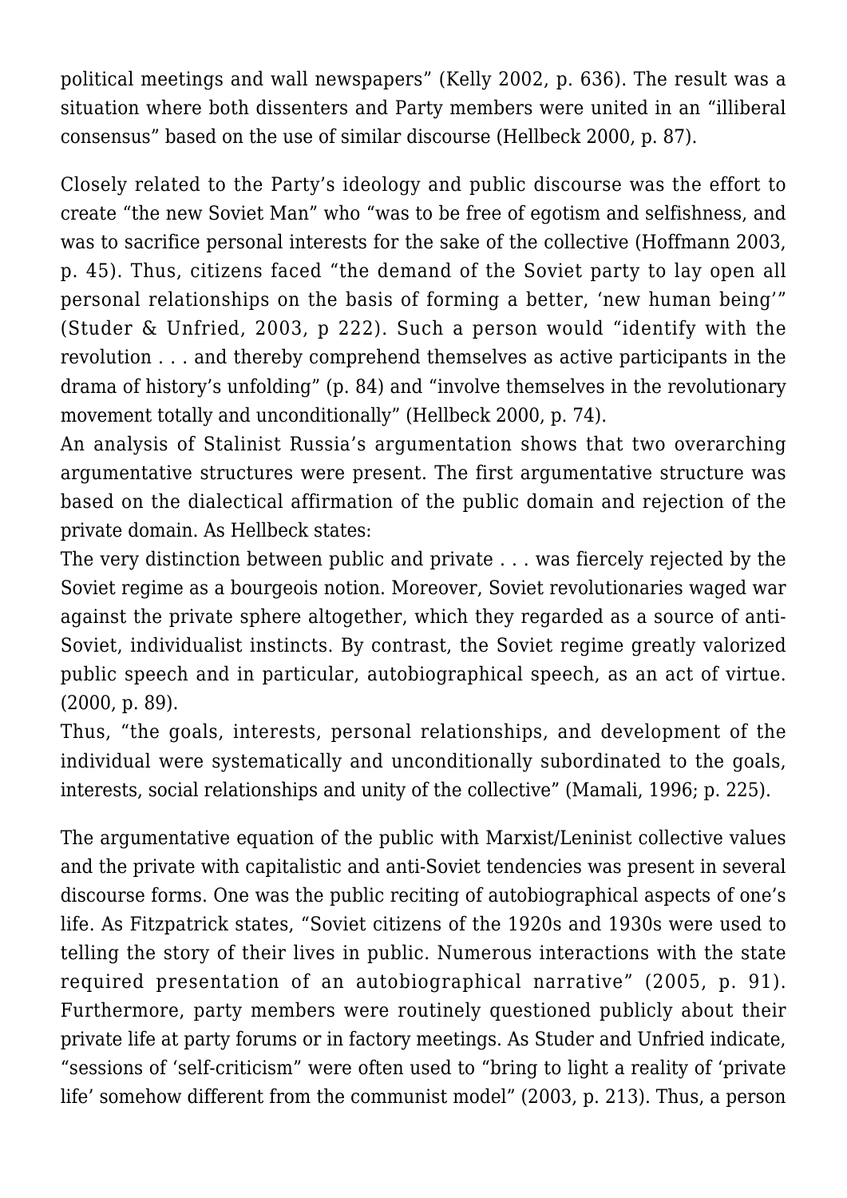political meetings and wall newspapers" (Kelly 2002, p. 636). The result was a situation where both dissenters and Party members were united in an "illiberal consensus" based on the use of similar discourse (Hellbeck 2000, p. 87).

Closely related to the Party's ideology and public discourse was the effort to create "the new Soviet Man" who "was to be free of egotism and selfishness, and was to sacrifice personal interests for the sake of the collective (Hoffmann 2003, p. 45). Thus, citizens faced "the demand of the Soviet party to lay open all personal relationships on the basis of forming a better, 'new human being'" (Studer & Unfried, 2003, p 222). Such a person would "identify with the revolution . . . and thereby comprehend themselves as active participants in the drama of history's unfolding" (p. 84) and "involve themselves in the revolutionary movement totally and unconditionally" (Hellbeck 2000, p. 74).

An analysis of Stalinist Russia's argumentation shows that two overarching argumentative structures were present. The first argumentative structure was based on the dialectical affirmation of the public domain and rejection of the private domain. As Hellbeck states:

The very distinction between public and private . . . was fiercely rejected by the Soviet regime as a bourgeois notion. Moreover, Soviet revolutionaries waged war against the private sphere altogether, which they regarded as a source of anti-Soviet, individualist instincts. By contrast, the Soviet regime greatly valorized public speech and in particular, autobiographical speech, as an act of virtue. (2000, p. 89).

Thus, "the goals, interests, personal relationships, and development of the individual were systematically and unconditionally subordinated to the goals, interests, social relationships and unity of the collective" (Mamali, 1996; p. 225).

The argumentative equation of the public with Marxist/Leninist collective values and the private with capitalistic and anti-Soviet tendencies was present in several discourse forms. One was the public reciting of autobiographical aspects of one's life. As Fitzpatrick states, "Soviet citizens of the 1920s and 1930s were used to telling the story of their lives in public. Numerous interactions with the state required presentation of an autobiographical narrative" (2005, p. 91). Furthermore, party members were routinely questioned publicly about their private life at party forums or in factory meetings. As Studer and Unfried indicate, "sessions of 'self-criticism" were often used to "bring to light a reality of 'private life' somehow different from the communist model" (2003, p. 213). Thus, a person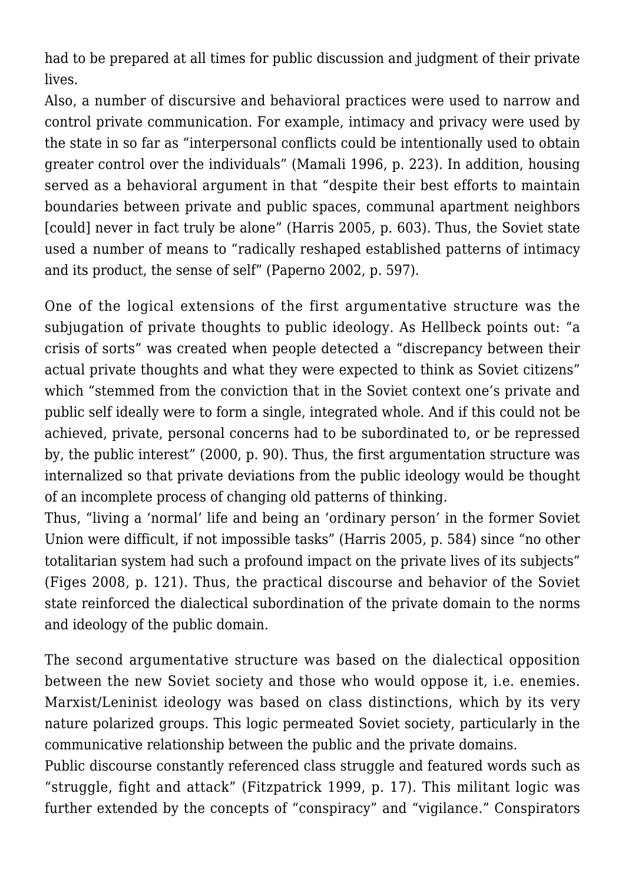had to be prepared at all times for public discussion and judgment of their private lives.

Also, a number of discursive and behavioral practices were used to narrow and control private communication. For example, intimacy and privacy were used by the state in so far as "interpersonal conflicts could be intentionally used to obtain greater control over the individuals" (Mamali 1996, p. 223). In addition, housing served as a behavioral argument in that "despite their best efforts to maintain boundaries between private and public spaces, communal apartment neighbors [could] never in fact truly be alone" (Harris 2005, p. 603). Thus, the Soviet state used a number of means to "radically reshaped established patterns of intimacy and its product, the sense of self" (Paperno 2002, p. 597).

One of the logical extensions of the first argumentative structure was the subjugation of private thoughts to public ideology. As Hellbeck points out: "a crisis of sorts" was created when people detected a "discrepancy between their actual private thoughts and what they were expected to think as Soviet citizens" which "stemmed from the conviction that in the Soviet context one's private and public self ideally were to form a single, integrated whole. And if this could not be achieved, private, personal concerns had to be subordinated to, or be repressed by, the public interest" (2000, p. 90). Thus, the first argumentation structure was internalized so that private deviations from the public ideology would be thought of an incomplete process of changing old patterns of thinking.

Thus, "living a 'normal' life and being an 'ordinary person' in the former Soviet Union were difficult, if not impossible tasks" (Harris 2005, p. 584) since "no other totalitarian system had such a profound impact on the private lives of its subjects" (Figes 2008, p. 121). Thus, the practical discourse and behavior of the Soviet state reinforced the dialectical subordination of the private domain to the norms and ideology of the public domain.

The second argumentative structure was based on the dialectical opposition between the new Soviet society and those who would oppose it, i.e. enemies. Marxist/Leninist ideology was based on class distinctions, which by its very nature polarized groups. This logic permeated Soviet society, particularly in the communicative relationship between the public and the private domains.

Public discourse constantly referenced class struggle and featured words such as "struggle, fight and attack" (Fitzpatrick 1999, p. 17). This militant logic was further extended by the concepts of "conspiracy" and "vigilance." Conspirators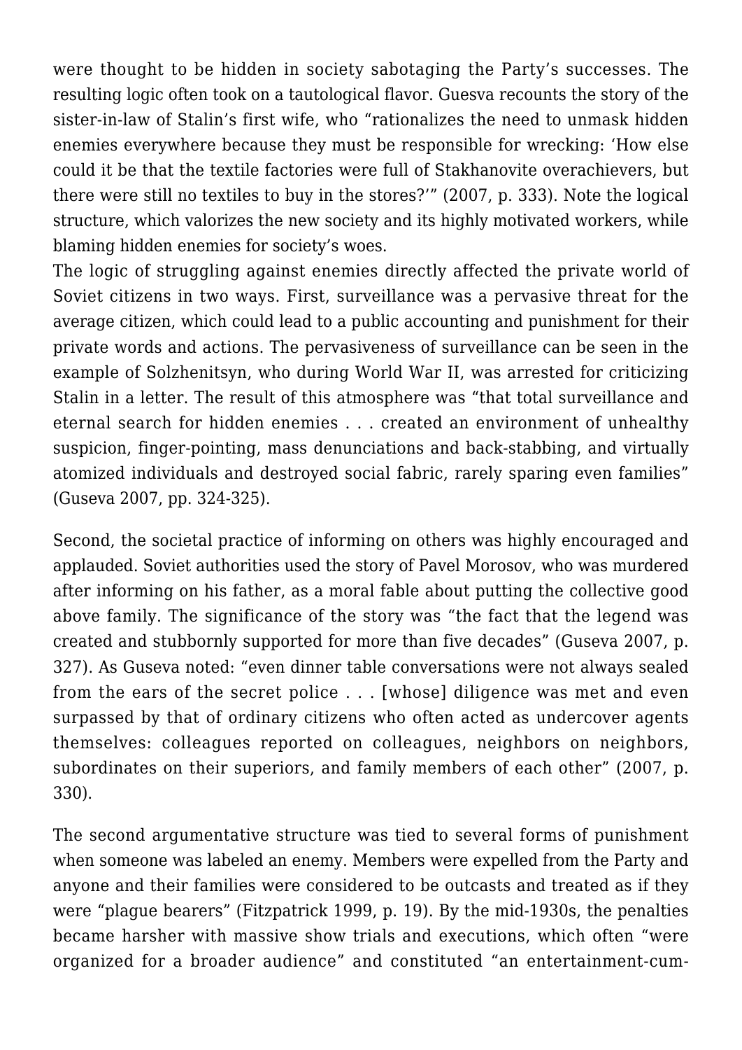were thought to be hidden in society sabotaging the Party's successes. The resulting logic often took on a tautological flavor. Guesva recounts the story of the sister-in-law of Stalin's first wife, who "rationalizes the need to unmask hidden enemies everywhere because they must be responsible for wrecking: 'How else could it be that the textile factories were full of Stakhanovite overachievers, but there were still no textiles to buy in the stores?'" (2007, p. 333). Note the logical structure, which valorizes the new society and its highly motivated workers, while blaming hidden enemies for society's woes.

The logic of struggling against enemies directly affected the private world of Soviet citizens in two ways. First, surveillance was a pervasive threat for the average citizen, which could lead to a public accounting and punishment for their private words and actions. The pervasiveness of surveillance can be seen in the example of Solzhenitsyn, who during World War II, was arrested for criticizing Stalin in a letter. The result of this atmosphere was "that total surveillance and eternal search for hidden enemies . . . created an environment of unhealthy suspicion, finger-pointing, mass denunciations and back-stabbing, and virtually atomized individuals and destroyed social fabric, rarely sparing even families" (Guseva 2007, pp. 324-325).

Second, the societal practice of informing on others was highly encouraged and applauded. Soviet authorities used the story of Pavel Morosov, who was murdered after informing on his father, as a moral fable about putting the collective good above family. The significance of the story was "the fact that the legend was created and stubbornly supported for more than five decades" (Guseva 2007, p. 327). As Guseva noted: "even dinner table conversations were not always sealed from the ears of the secret police . . . [whose] diligence was met and even surpassed by that of ordinary citizens who often acted as undercover agents themselves: colleagues reported on colleagues, neighbors on neighbors, subordinates on their superiors, and family members of each other" (2007, p. 330).

The second argumentative structure was tied to several forms of punishment when someone was labeled an enemy. Members were expelled from the Party and anyone and their families were considered to be outcasts and treated as if they were "plague bearers" (Fitzpatrick 1999, p. 19). By the mid-1930s, the penalties became harsher with massive show trials and executions, which often "were organized for a broader audience" and constituted "an entertainment-cum-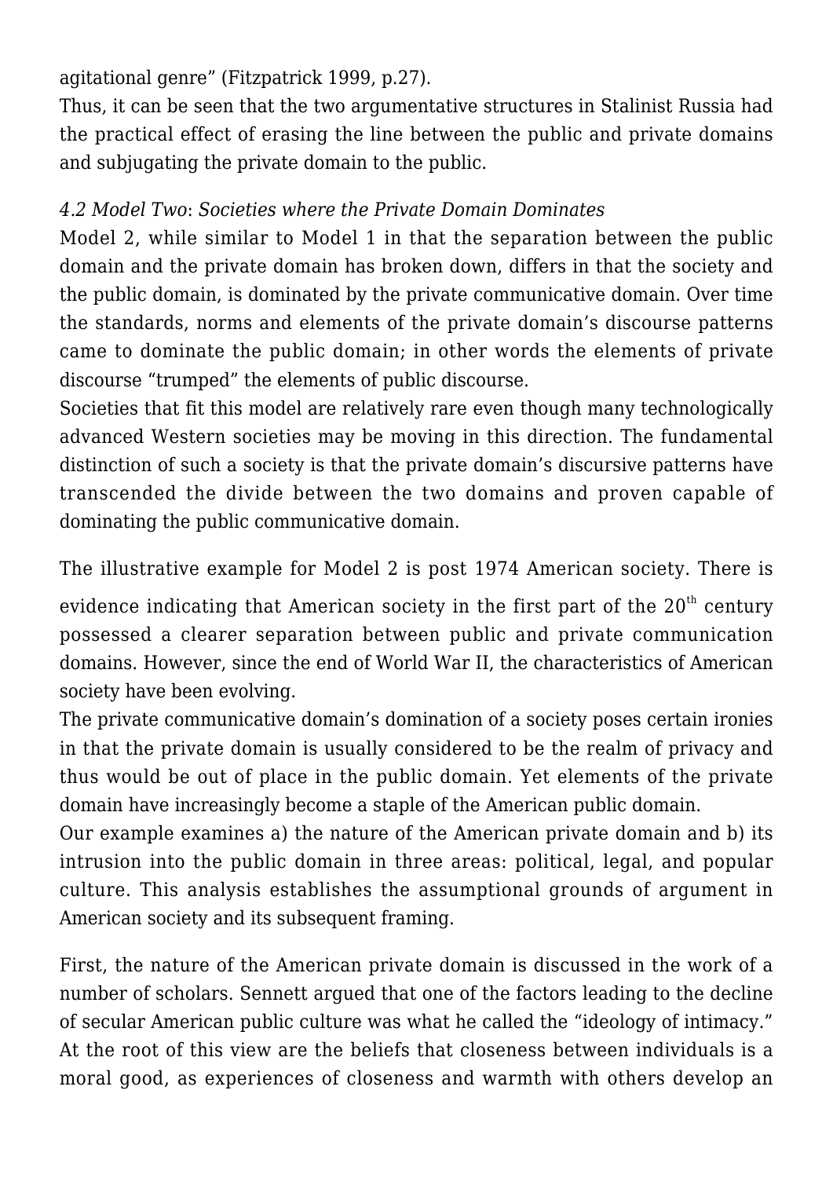agitational genre" (Fitzpatrick 1999, p.27).

Thus, it can be seen that the two argumentative structures in Stalinist Russia had the practical effect of erasing the line between the public and private domains and subjugating the private domain to the public.

*4.2 Model Two*: *Societies where the Private Domain Dominates*

Model 2, while similar to Model 1 in that the separation between the public domain and the private domain has broken down, differs in that the society and the public domain, is dominated by the private communicative domain. Over time the standards, norms and elements of the private domain's discourse patterns came to dominate the public domain; in other words the elements of private discourse "trumped" the elements of public discourse.

Societies that fit this model are relatively rare even though many technologically advanced Western societies may be moving in this direction. The fundamental distinction of such a society is that the private domain's discursive patterns have transcended the divide between the two domains and proven capable of dominating the public communicative domain.

The illustrative example for Model 2 is post 1974 American society. There is evidence indicating that American society in the first part of the 20th century possessed a clearer separation between public and private communication domains. However, since the end of World War II, the characteristics of American society have been evolving.

The private communicative domain's domination of a society poses certain ironies in that the private domain is usually considered to be the realm of privacy and thus would be out of place in the public domain. Yet elements of the private domain have increasingly become a staple of the American public domain.

Our example examines a) the nature of the American private domain and b) its intrusion into the public domain in three areas: political, legal, and popular culture. This analysis establishes the assumptional grounds of argument in American society and its subsequent framing.

First, the nature of the American private domain is discussed in the work of a number of scholars. Sennett argued that one of the factors leading to the decline of secular American public culture was what he called the "ideology of intimacy." At the root of this view are the beliefs that closeness between individuals is a moral good, as experiences of closeness and warmth with others develop an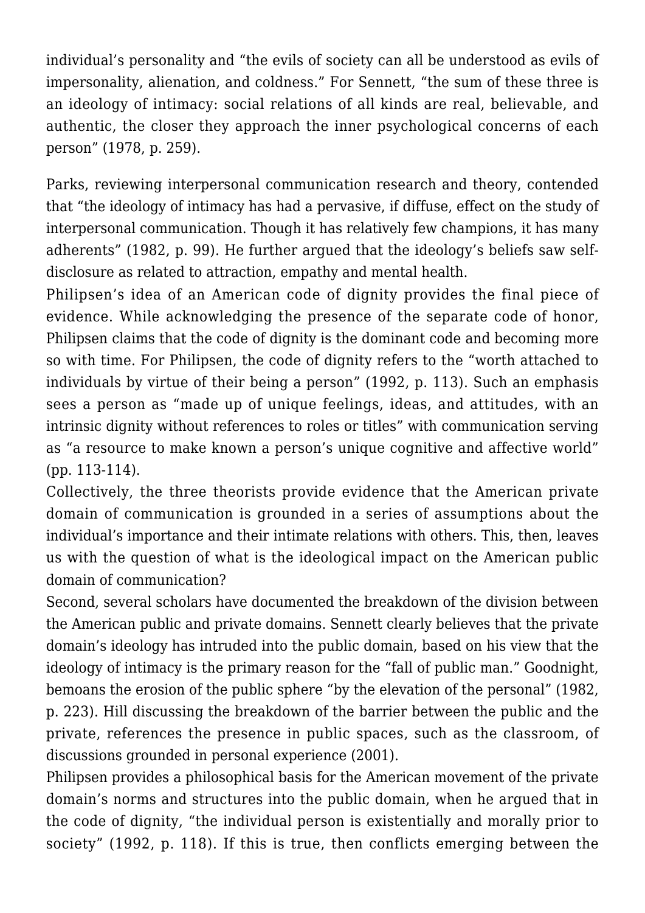individual's personality and "the evils of society can all be understood as evils of impersonality, alienation, and coldness." For Sennett, "the sum of these three is an ideology of intimacy: social relations of all kinds are real, believable, and authentic, the closer they approach the inner psychological concerns of each person" (1978, p. 259).

Parks, reviewing interpersonal communication research and theory, contended that "the ideology of intimacy has had a pervasive, if diffuse, effect on the study of interpersonal communication. Though it has relatively few champions, it has many adherents" (1982, p. 99). He further argued that the ideology's beliefs saw self-disclosure as related to attraction, empathy and mental health.

Philipsen's idea of an American code of dignity provides the final piece of evidence. While acknowledging the presence of the separate code of honor, Philipsen claims that the code of dignity is the dominant code and becoming more so with time. For Philipsen, the code of dignity refers to the "worth attached to individuals by virtue of their being a person" (1992, p. 113). Such an emphasis sees a person as "made up of unique feelings, ideas, and attitudes, with an intrinsic dignity without references to roles or titles" with communication serving as "a resource to make known a person's unique cognitive and affective world" (pp. 113-114).

Collectively, the three theorists provide evidence that the American private domain of communication is grounded in a series of assumptions about the individual's importance and their intimate relations with others. This, then, leaves us with the question of what is the ideological impact on the American public domain of communication?

Second, several scholars have documented the breakdown of the division between the American public and private domains. Sennett clearly believes that the private domain's ideology has intruded into the public domain, based on his view that the ideology of intimacy is the primary reason for the "fall of public man." Goodnight, bemoans the erosion of the public sphere "by the elevation of the personal" (1982, p. 223). Hill discussing the breakdown of the barrier between the public and the private, references the presence in public spaces, such as the classroom, of discussions grounded in personal experience (2001).

Philipsen provides a philosophical basis for the American movement of the private domain's norms and structures into the public domain, when he argued that in the code of dignity, "the individual person is existentially and morally prior to society" (1992, p. 118). If this is true, then conflicts emerging between the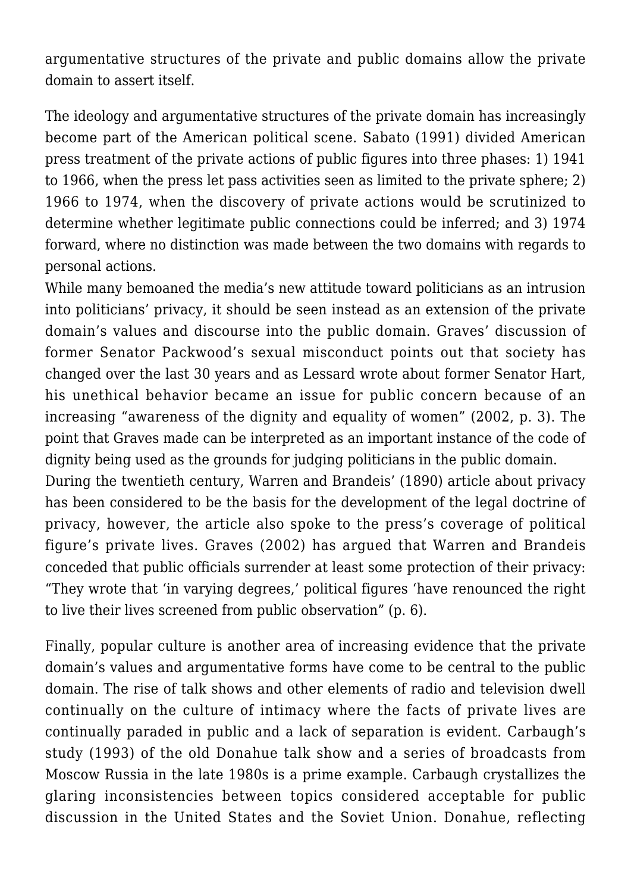argumentative structures of the private and public domains allow the private domain to assert itself.

The ideology and argumentative structures of the private domain has increasingly become part of the American political scene. Sabato (1991) divided American press treatment of the private actions of public figures into three phases: 1) 1941 to 1966, when the press let pass activities seen as limited to the private sphere; 2) 1966 to 1974, when the discovery of private actions would be scrutinized to determine whether legitimate public connections could be inferred; and 3) 1974 forward, where no distinction was made between the two domains with regards to personal actions.

While many bemoaned the media's new attitude toward politicians as an intrusion into politicians' privacy, it should be seen instead as an extension of the private domain's values and discourse into the public domain. Graves' discussion of former Senator Packwood's sexual misconduct points out that society has changed over the last 30 years and as Lessard wrote about former Senator Hart, his unethical behavior became an issue for public concern because of an increasing "awareness of the dignity and equality of women" (2002, p. 3). The point that Graves made can be interpreted as an important instance of the code of dignity being used as the grounds for judging politicians in the public domain.

During the twentieth century, Warren and Brandeis' (1890) article about privacy has been considered to be the basis for the development of the legal doctrine of privacy, however, the article also spoke to the press's coverage of political figure's private lives. Graves (2002) has argued that Warren and Brandeis conceded that public officials surrender at least some protection of their privacy: "They wrote that 'in varying degrees,' political figures 'have renounced the right to live their lives screened from public observation" (p. 6).

Finally, popular culture is another area of increasing evidence that the private domain's values and argumentative forms have come to be central to the public domain. The rise of talk shows and other elements of radio and television dwell continually on the culture of intimacy where the facts of private lives are continually paraded in public and a lack of separation is evident. Carbaugh's study (1993) of the old Donahue talk show and a series of broadcasts from Moscow Russia in the late 1980s is a prime example. Carbaugh crystallizes the glaring inconsistencies between topics considered acceptable for public discussion in the United States and the Soviet Union. Donahue, reflecting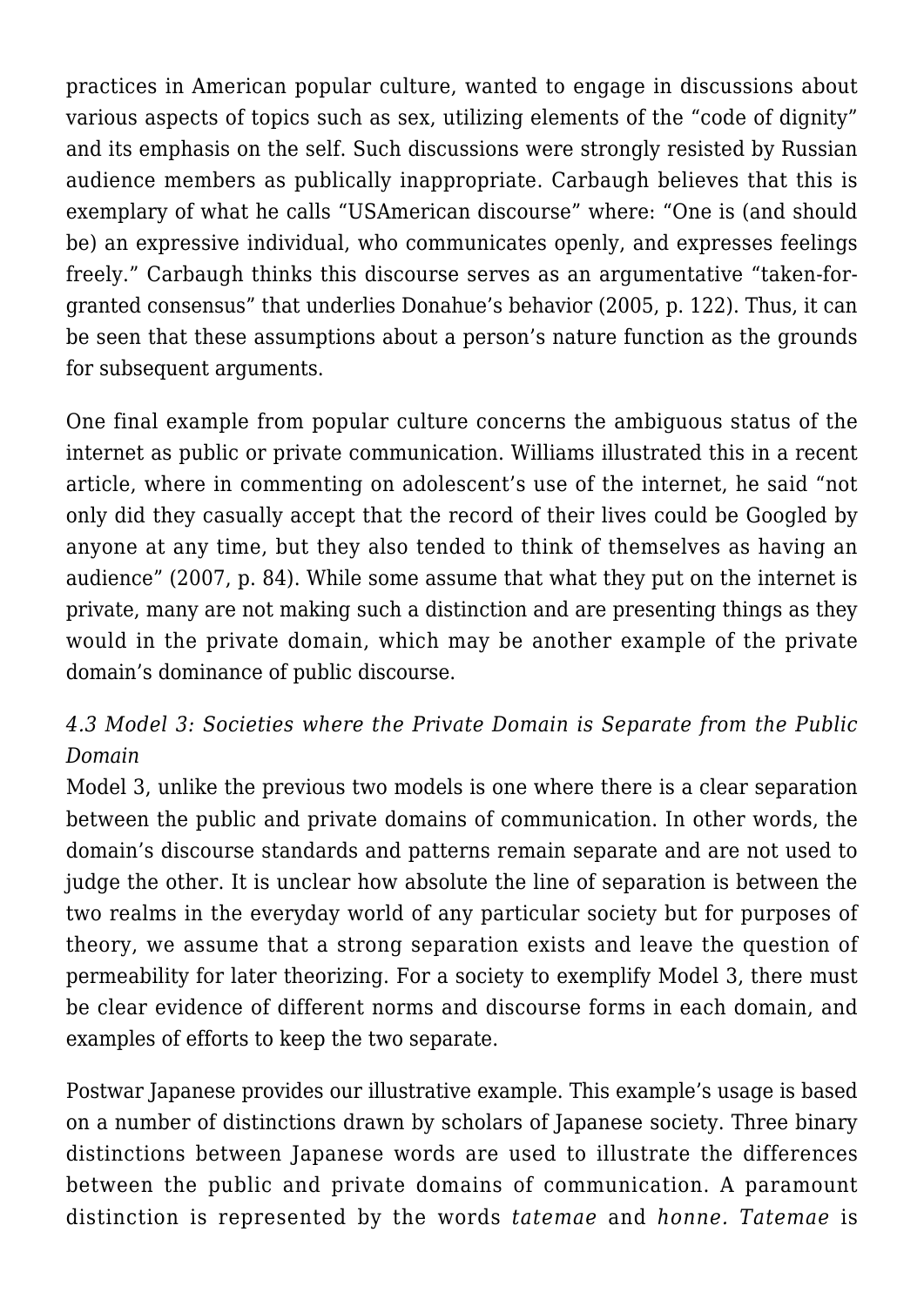practices in American popular culture, wanted to engage in discussions about various aspects of topics such as sex, utilizing elements of the "code of dignity" and its emphasis on the self. Such discussions were strongly resisted by Russian audience members as publically inappropriate. Carbaugh believes that this is exemplary of what he calls "USAmerican discourse" where: "One is (and should be) an expressive individual, who communicates openly, and expresses feelings freely." Carbaugh thinks this discourse serves as an argumentative "taken-for-granted consensus" that underlies Donahue's behavior (2005, p. 122). Thus, it can be seen that these assumptions about a person's nature function as the grounds for subsequent arguments.

One final example from popular culture concerns the ambiguous status of the internet as public or private communication. Williams illustrated this in a recent article, where in commenting on adolescent's use of the internet, he said "not only did they casually accept that the record of their lives could be Googled by anyone at any time, but they also tended to think of themselves as having an audience" (2007, p. 84). While some assume that what they put on the internet is private, many are not making such a distinction and are presenting things as they would in the private domain, which may be another example of the private domain's dominance of public discourse.

### *4.3 Model 3: Societies where the Private Domain is Separate from the Public Domain*

Model 3, unlike the previous two models is one where there is a clear separation between the public and private domains of communication. In other words, the domain's discourse standards and patterns remain separate and are not used to judge the other. It is unclear how absolute the line of separation is between the two realms in the everyday world of any particular society but for purposes of theory, we assume that a strong separation exists and leave the question of permeability for later theorizing. For a society to exemplify Model 3, there must be clear evidence of different norms and discourse forms in each domain, and examples of efforts to keep the two separate.

Postwar Japanese provides our illustrative example. This example's usage is based on a number of distinctions drawn by scholars of Japanese society. Three binary distinctions between Japanese words are used to illustrate the differences between the public and private domains of communication. A paramount distinction is represented by the words *tatemae* and *honne. Tatemae* is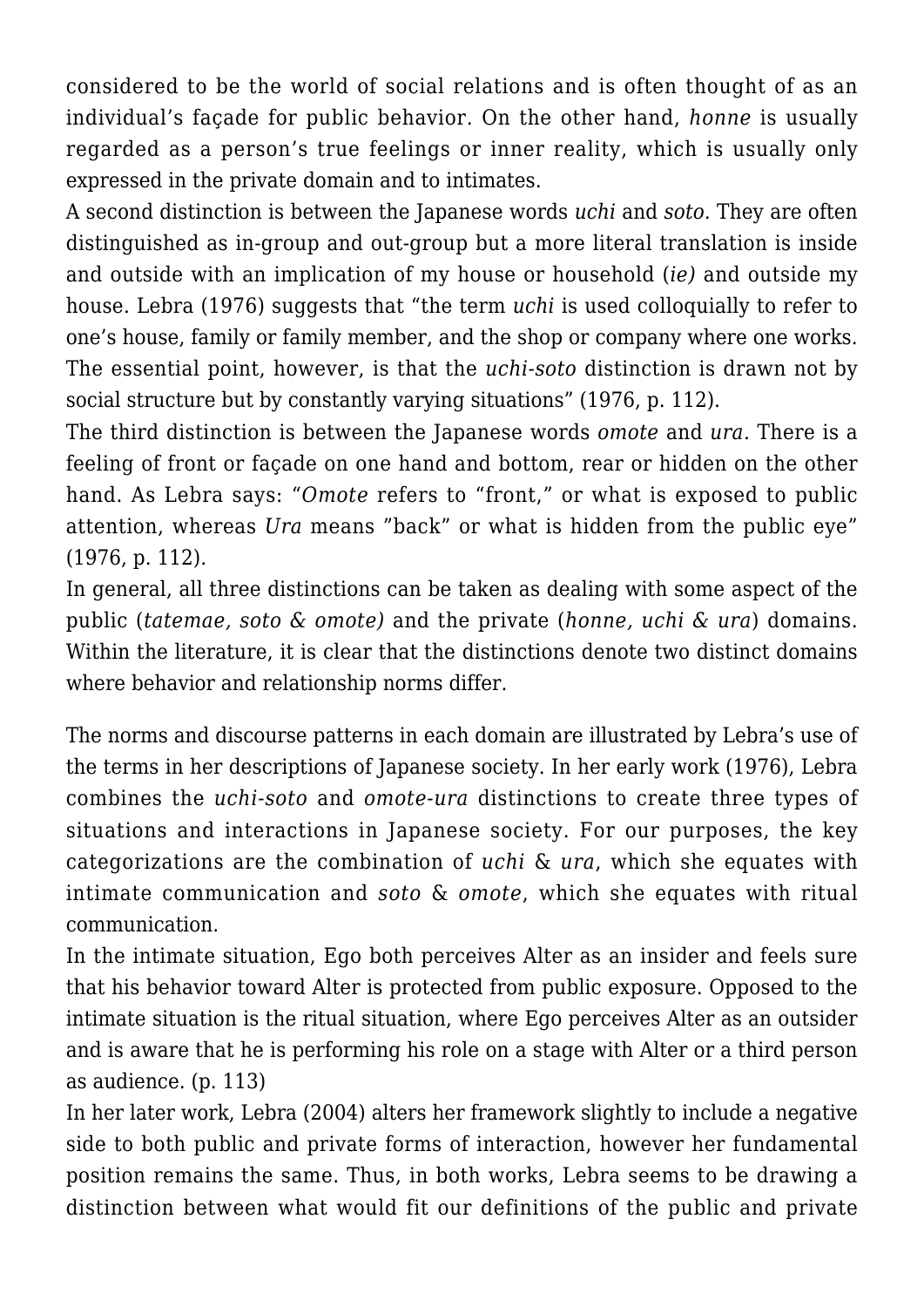considered to be the world of social relations and is often thought of as an individual's façade for public behavior. On the other hand, *honne* is usually regarded as a person's true feelings or inner reality, which is usually only expressed in the private domain and to intimates.

A second distinction is between the Japanese words *uchi* and *soto.* They are often distinguished as in-group and out-group but a more literal translation is inside and outside with an implication of my house or household (*ie)* and outside my house. Lebra (1976) suggests that "the term *uchi* is used colloquially to refer to one's house, family or family member, and the shop or company where one works. The essential point, however, is that the *uchi-soto* distinction is drawn not by social structure but by constantly varying situations" (1976, p. 112).

The third distinction is between the Japanese words *omote* and *ura.* There is a feeling of front or façade on one hand and bottom, rear or hidden on the other hand. As Lebra says: "*Omote* refers to "front," or what is exposed to public attention, whereas *Ura* means "back" or what is hidden from the public eye" (1976, p. 112).

In general, all three distinctions can be taken as dealing with some aspect of the public (*tatemae, soto & omote)* and the private (*honne, uchi & ura*) domains. Within the literature, it is clear that the distinctions denote two distinct domains where behavior and relationship norms differ.

The norms and discourse patterns in each domain are illustrated by Lebra's use of the terms in her descriptions of Japanese society. In her early work (1976), Lebra combines the *uchi-soto* and *omote-ura* distinctions to create three types of situations and interactions in Japanese society. For our purposes, the key categorizations are the combination of *uchi* & *ura*, which she equates with intimate communication and *soto* & *omote*, which she equates with ritual communication.

In the intimate situation, Ego both perceives Alter as an insider and feels sure that his behavior toward Alter is protected from public exposure. Opposed to the intimate situation is the ritual situation, where Ego perceives Alter as an outsider and is aware that he is performing his role on a stage with Alter or a third person as audience. (p. 113)

In her later work, Lebra (2004) alters her framework slightly to include a negative side to both public and private forms of interaction, however her fundamental position remains the same. Thus, in both works, Lebra seems to be drawing a distinction between what would fit our definitions of the public and private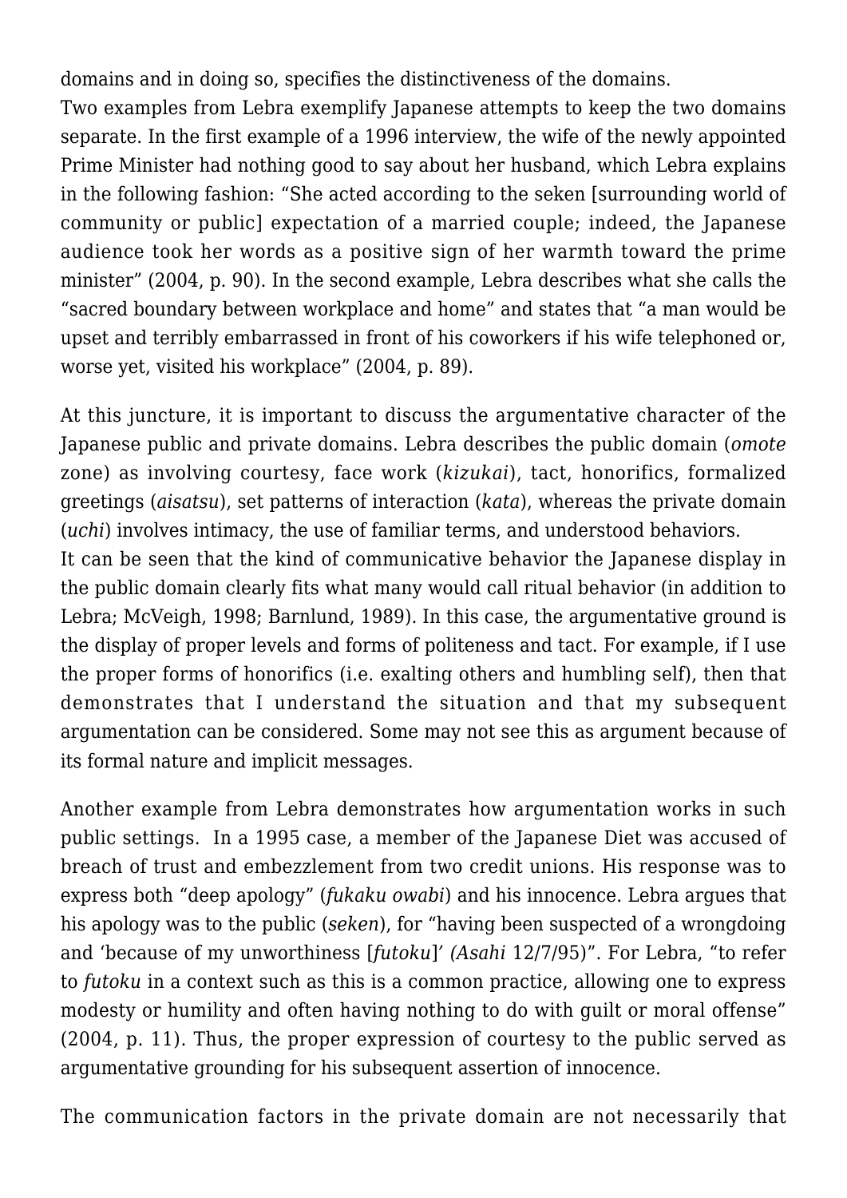domains and in doing so, specifies the distinctiveness of the domains.
Two examples from Lebra exemplify Japanese attempts to keep the two domains separate. In the first example of a 1996 interview, the wife of the newly appointed Prime Minister had nothing good to say about her husband, which Lebra explains in the following fashion: "She acted according to the seken [surrounding world of community or public] expectation of a married couple; indeed, the Japanese audience took her words as a positive sign of her warmth toward the prime minister" (2004, p. 90). In the second example, Lebra describes what she calls the "sacred boundary between workplace and home" and states that "a man would be upset and terribly embarrassed in front of his coworkers if his wife telephoned or, worse yet, visited his workplace" (2004, p. 89).

At this juncture, it is important to discuss the argumentative character of the Japanese public and private domains. Lebra describes the public domain (*omote* zone) as involving courtesy, face work (*kizukai*), tact, honorifics, formalized greetings (*aisatsu*), set patterns of interaction (*kata*), whereas the private domain (*uchi*) involves intimacy, the use of familiar terms, and understood behaviors.
It can be seen that the kind of communicative behavior the Japanese display in the public domain clearly fits what many would call ritual behavior (in addition to Lebra; McVeigh, 1998; Barnlund, 1989). In this case, the argumentative ground is the display of proper levels and forms of politeness and tact. For example, if I use the proper forms of honorifics (i.e. exalting others and humbling self), then that demonstrates that I understand the situation and that my subsequent argumentation can be considered. Some may not see this as argument because of its formal nature and implicit messages.

Another example from Lebra demonstrates how argumentation works in such public settings. In a 1995 case, a member of the Japanese Diet was accused of breach of trust and embezzlement from two credit unions. His response was to express both "deep apology" (*fukaku owabi*) and his innocence. Lebra argues that his apology was to the public (*seken*), for "having been suspected of a wrongdoing and 'because of my unworthiness [*futoku*]' *(Asahi* 12/7/95)". For Lebra, "to refer to *futoku* in a context such as this is a common practice, allowing one to express modesty or humility and often having nothing to do with guilt or moral offense" (2004, p. 11). Thus, the proper expression of courtesy to the public served as argumentative grounding for his subsequent assertion of innocence.

The communication factors in the private domain are not necessarily that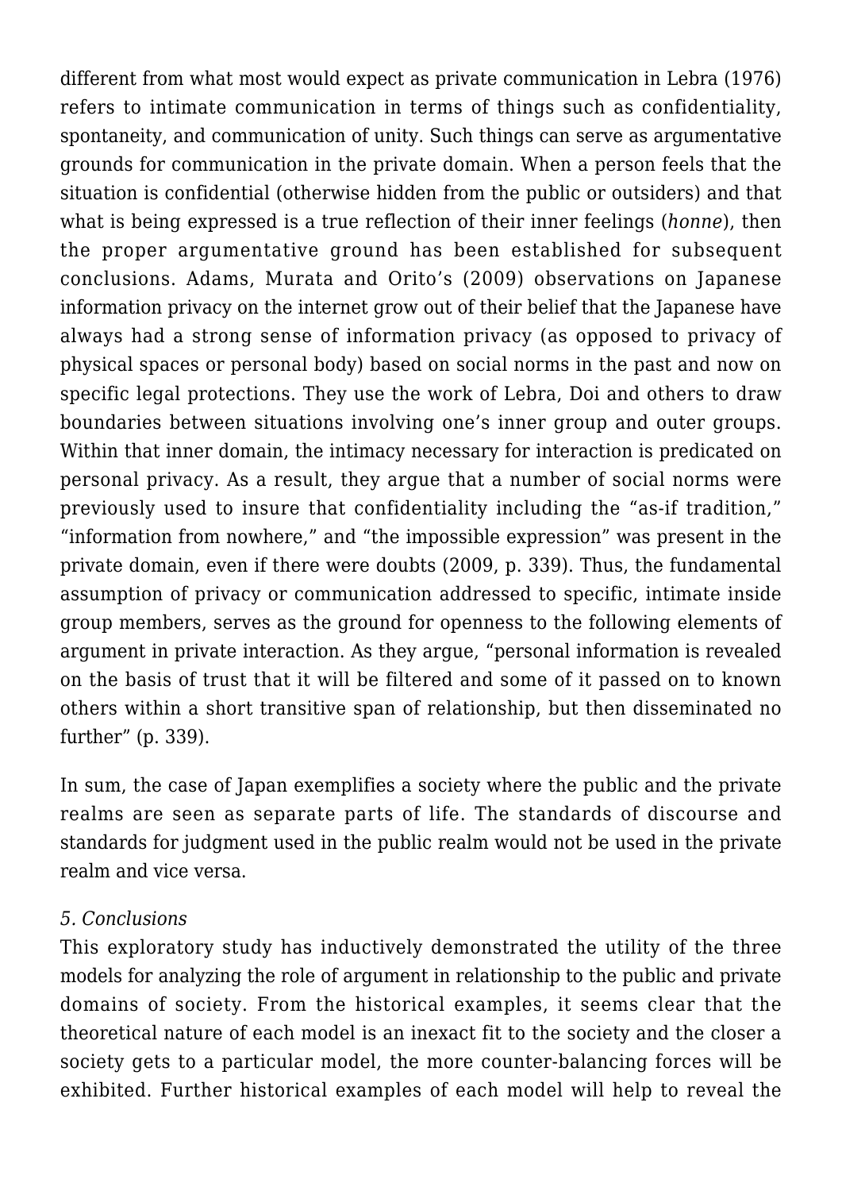different from what most would expect as private communication in Lebra (1976) refers to intimate communication in terms of things such as confidentiality, spontaneity, and communication of unity. Such things can serve as argumentative grounds for communication in the private domain. When a person feels that the situation is confidential (otherwise hidden from the public or outsiders) and that what is being expressed is a true reflection of their inner feelings (*honne*), then the proper argumentative ground has been established for subsequent conclusions. Adams, Murata and Orito's (2009) observations on Japanese information privacy on the internet grow out of their belief that the Japanese have always had a strong sense of information privacy (as opposed to privacy of physical spaces or personal body) based on social norms in the past and now on specific legal protections. They use the work of Lebra, Doi and others to draw boundaries between situations involving one's inner group and outer groups. Within that inner domain, the intimacy necessary for interaction is predicated on personal privacy. As a result, they argue that a number of social norms were previously used to insure that confidentiality including the "as-if tradition," "information from nowhere," and "the impossible expression" was present in the private domain, even if there were doubts (2009, p. 339). Thus, the fundamental assumption of privacy or communication addressed to specific, intimate inside group members, serves as the ground for openness to the following elements of argument in private interaction. As they argue, "personal information is revealed on the basis of trust that it will be filtered and some of it passed on to known others within a short transitive span of relationship, but then disseminated no further" (p. 339).

In sum, the case of Japan exemplifies a society where the public and the private realms are seen as separate parts of life. The standards of discourse and standards for judgment used in the public realm would not be used in the private realm and vice versa.

*5. Conclusions*

This exploratory study has inductively demonstrated the utility of the three models for analyzing the role of argument in relationship to the public and private domains of society. From the historical examples, it seems clear that the theoretical nature of each model is an inexact fit to the society and the closer a society gets to a particular model, the more counter-balancing forces will be exhibited. Further historical examples of each model will help to reveal the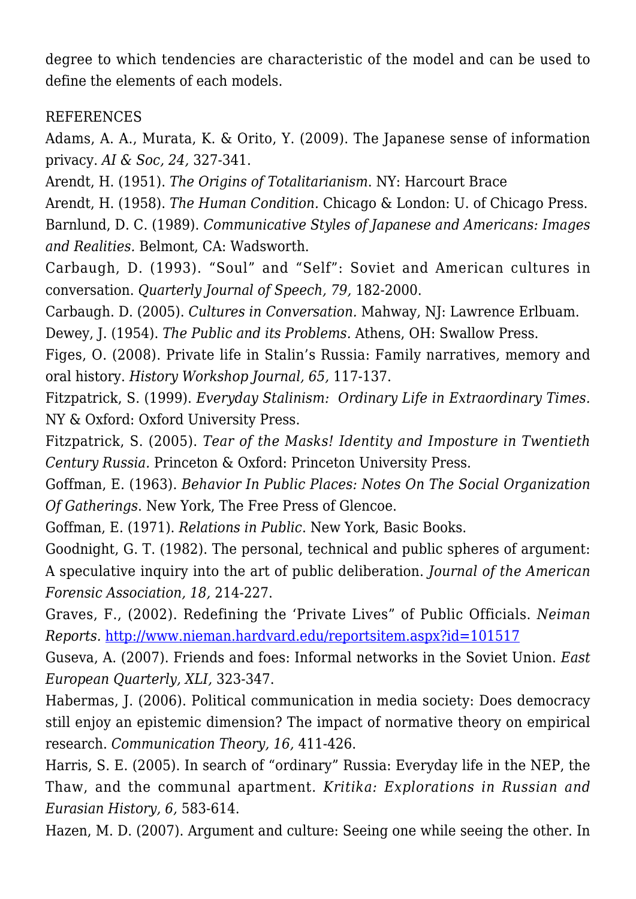degree to which tendencies are characteristic of the model and can be used to define the elements of each models.

REFERENCES

Adams, A. A., Murata, K. & Orito, Y. (2009). The Japanese sense of information privacy. *AI & Soc, 24,* 327-341.

Arendt, H. (1951). *The Origins of Totalitarianism*. NY: Harcourt Brace

Arendt, H. (1958). *The Human Condition.* Chicago & London: U. of Chicago Press.

Barnlund, D. C. (1989). *Communicative Styles of Japanese and Americans: Images and Realities.* Belmont, CA: Wadsworth.

Carbaugh, D. (1993). "Soul" and "Self": Soviet and American cultures in conversation. *Quarterly Journal of Speech, 79,* 182-2000.

Carbaugh. D. (2005). *Cultures in Conversation.* Mahway, NJ: Lawrence Erlbuam.

Dewey, J. (1954). *The Public and its Problems.* Athens, OH: Swallow Press.

Figes, O. (2008). Private life in Stalin's Russia: Family narratives, memory and oral history. *History Workshop Journal, 65,* 117-137.

Fitzpatrick, S. (1999). *Everyday Stalinism: Ordinary Life in Extraordinary Times.* NY & Oxford: Oxford University Press.

Fitzpatrick, S. (2005). *Tear of the Masks! Identity and Imposture in Twentieth Century Russia.* Princeton & Oxford: Princeton University Press.

Goffman, E. (1963). *Behavior In Public Places: Notes On The Social Organization Of Gatherings*. New York, The Free Press of Glencoe.

Goffman, E. (1971). *Relations in Public*. New York, Basic Books.

Goodnight, G. T. (1982). The personal, technical and public spheres of argument: A speculative inquiry into the art of public deliberation. *Journal of the American Forensic Association, 18,* 214-227.

Graves, F., (2002). Redefining the 'Private Lives" of Public Officials. *Neiman Reports.* http://www.nieman.hardvard.edu/reportsitem.aspx?id=101517

Guseva, A. (2007). Friends and foes: Informal networks in the Soviet Union. *East European Quarterly, XLI,* 323-347.

Habermas, J. (2006). Political communication in media society: Does democracy still enjoy an epistemic dimension? The impact of normative theory on empirical research. *Communication Theory, 16,* 411-426.

Harris, S. E. (2005). In search of "ordinary" Russia: Everyday life in the NEP, the Thaw, and the communal apartment. *Kritika: Explorations in Russian and Eurasian History, 6,* 583-614.

Hazen, M. D. (2007). Argument and culture: Seeing one while seeing the other. In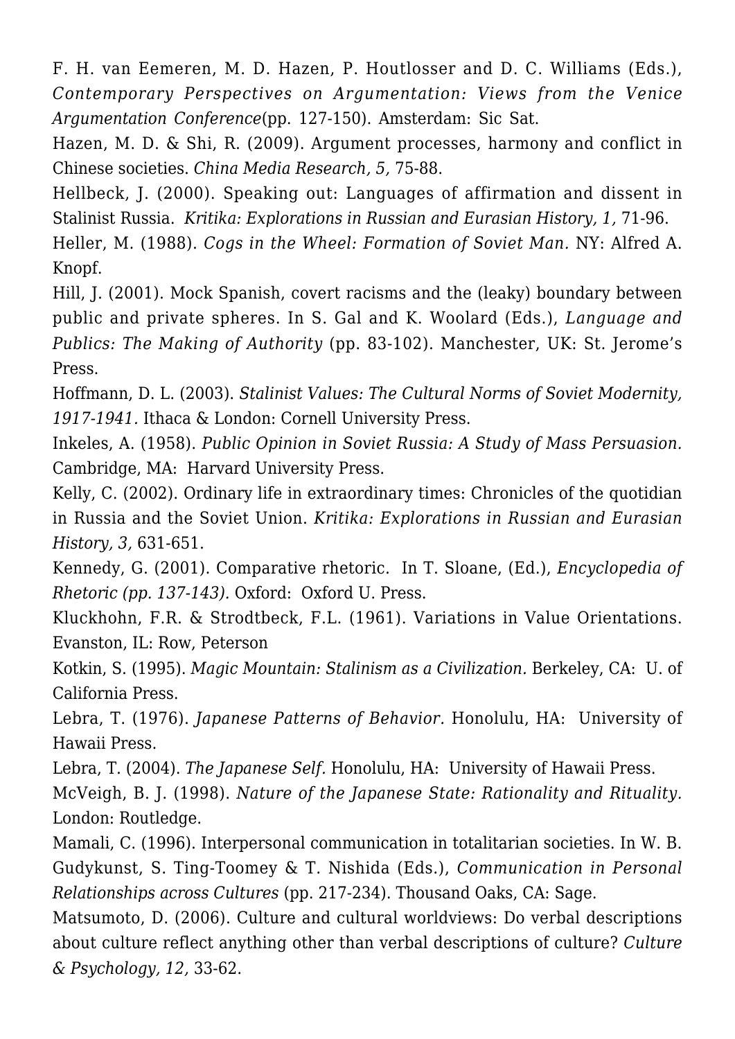F. H. van Eemeren, M. D. Hazen, P. Houtlosser and D. C. Williams (Eds.), *Contemporary Perspectives on Argumentation: Views from the Venice Argumentation Conference*(pp. 127-150). Amsterdam: Sic Sat.

Hazen, M. D. & Shi, R. (2009). Argument processes, harmony and conflict in Chinese societies. *China Media Research, 5,* 75-88.

Hellbeck, J. (2000). Speaking out: Languages of affirmation and dissent in Stalinist Russia. *Kritika: Explorations in Russian and Eurasian History, 1,* 71-96.

Heller, M. (1988). *Cogs in the Wheel: Formation of Soviet Man.* NY: Alfred A. Knopf.

Hill, J. (2001). Mock Spanish, covert racisms and the (leaky) boundary between public and private spheres. In S. Gal and K. Woolard (Eds.), *Language and Publics: The Making of Authority* (pp. 83-102). Manchester, UK: St. Jerome's Press.

Hoffmann, D. L. (2003). *Stalinist Values: The Cultural Norms of Soviet Modernity, 1917-1941.* Ithaca & London: Cornell University Press.

Inkeles, A. (1958). *Public Opinion in Soviet Russia: A Study of Mass Persuasion.* Cambridge, MA: Harvard University Press.

Kelly, C. (2002). Ordinary life in extraordinary times: Chronicles of the quotidian in Russia and the Soviet Union. *Kritika: Explorations in Russian and Eurasian History, 3,* 631-651.

Kennedy, G. (2001). Comparative rhetoric. In T. Sloane, (Ed.), *Encyclopedia of Rhetoric (pp. 137-143).* Oxford: Oxford U. Press.

Kluckhohn, F.R. & Strodtbeck, F.L. (1961). Variations in Value Orientations. Evanston, IL: Row, Peterson

Kotkin, S. (1995). *Magic Mountain: Stalinism as a Civilization.* Berkeley, CA: U. of California Press.

Lebra, T. (1976). *Japanese Patterns of Behavior.* Honolulu, HA: University of Hawaii Press.

Lebra, T. (2004). *The Japanese Self.* Honolulu, HA: University of Hawaii Press.

McVeigh, B. J. (1998). *Nature of the Japanese State: Rationality and Rituality.* London: Routledge.

Mamali, C. (1996). Interpersonal communication in totalitarian societies. In W. B. Gudykunst, S. Ting-Toomey & T. Nishida (Eds.), *Communication in Personal Relationships across Cultures* (pp. 217-234). Thousand Oaks, CA: Sage.

Matsumoto, D. (2006). Culture and cultural worldviews: Do verbal descriptions about culture reflect anything other than verbal descriptions of culture? *Culture & Psychology, 12,* 33-62.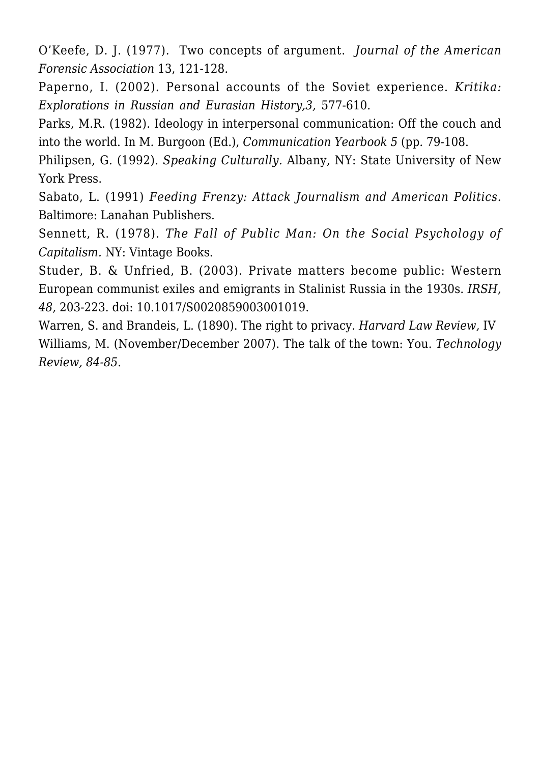O'Keefe, D. J. (1977). Two concepts of argument. *Journal of the American Forensic Association* 13, 121-128.

Paperno, I. (2002). Personal accounts of the Soviet experience. *Kritika: Explorations in Russian and Eurasian History,3,* 577-610.

Parks, M.R. (1982). Ideology in interpersonal communication: Off the couch and into the world. In M. Burgoon (Ed.), *Communication Yearbook 5* (pp. 79-108.

Philipsen, G. (1992). *Speaking Culturally.* Albany, NY: State University of New York Press.

Sabato, L. (1991) *Feeding Frenzy: Attack Journalism and American Politics.* Baltimore: Lanahan Publishers.

Sennett, R. (1978). *The Fall of Public Man: On the Social Psychology of Capitalism.* NY: Vintage Books.

Studer, B. & Unfried, B. (2003). Private matters become public: Western European communist exiles and emigrants in Stalinist Russia in the 1930s. *IRSH, 48,* 203-223. doi: 10.1017/S0020859003001019.

Warren, S. and Brandeis, L. (1890). The right to privacy*. Harvard Law Review,* IV

Williams, M. (November/December 2007). The talk of the town: You. *Technology Review, 84-85.*